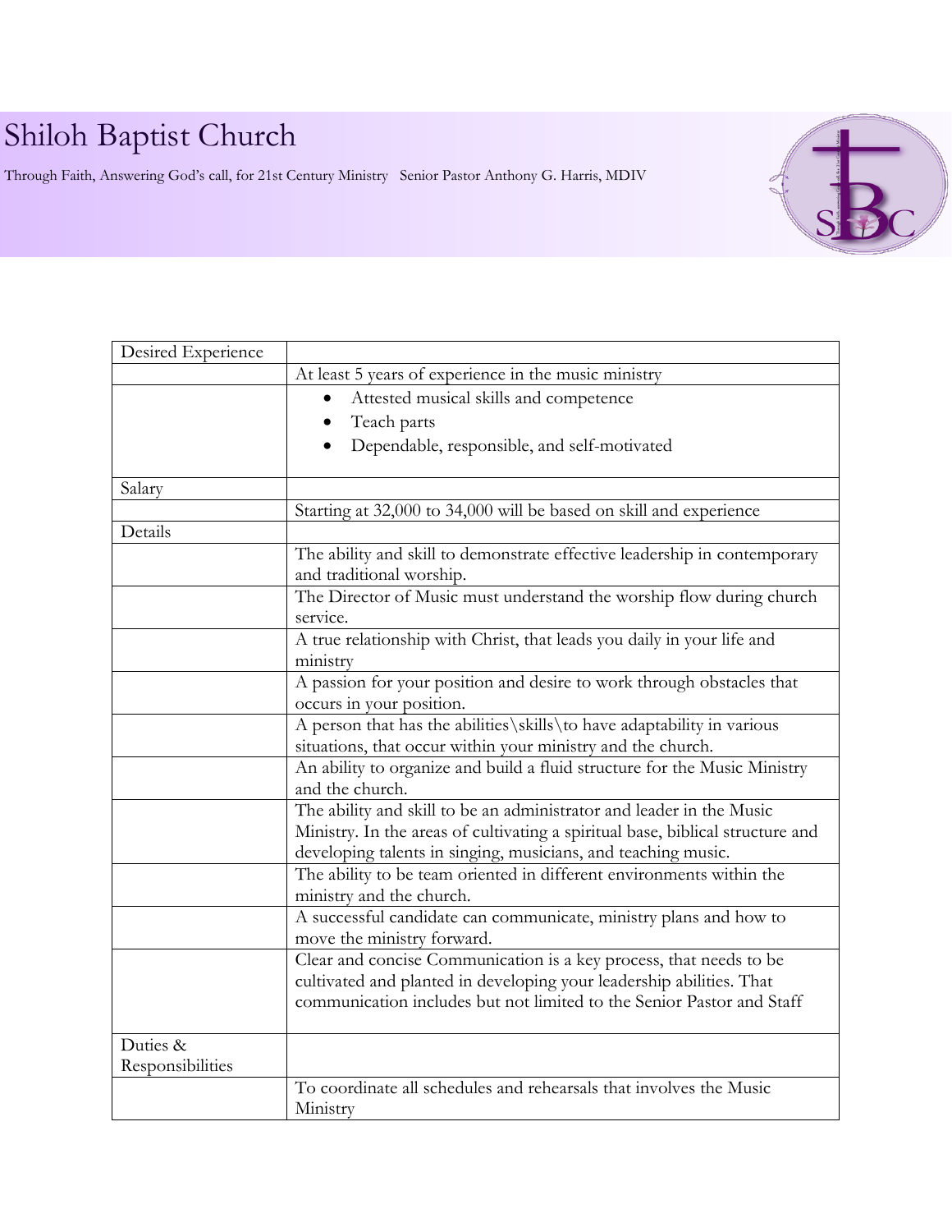# Shiloh Baptist Church

Through Faith, Answering God's call, for 21st Century Ministry   Senior Pastor Anthony G. Harris, MDIV

| Desired Experience | |
|---|---|
| | At least 5 years of experience in the music ministry |
| | • Attested musical skills and competence<br>• Teach parts<br>• Dependable, responsible, and self-motivated |
| Salary | |
| | Starting at 32,000 to 34,000 will be based on skill and experience |
| Details | |
| | The ability and skill to demonstrate effective leadership in contemporary and traditional worship. |
| | The Director of Music must understand the worship flow during church service. |
| | A true relationship with Christ, that leads you daily in your life and ministry |
| | A passion for your position and desire to work through obstacles that occurs in your position. |
| | A person that has the abilities\skills\to have adaptability in various situations, that occur within your ministry and the church. |
| | An ability to organize and build a fluid structure for the Music Ministry and the church. |
| | The ability and skill to be an administrator and leader in the Music Ministry. In the areas of cultivating a spiritual base, biblical structure and developing talents in singing, musicians, and teaching music. |
| | The ability to be team oriented in different environments within the ministry and the church. |
| | A successful candidate can communicate, ministry plans and how to move the ministry forward. |
| | Clear and concise Communication is a key process, that needs to be cultivated and planted in developing your leadership abilities. That communication includes but not limited to the Senior Pastor and Staff |
| Duties & Responsibilities | |
| | To coordinate all schedules and rehearsals that involves the Music Ministry |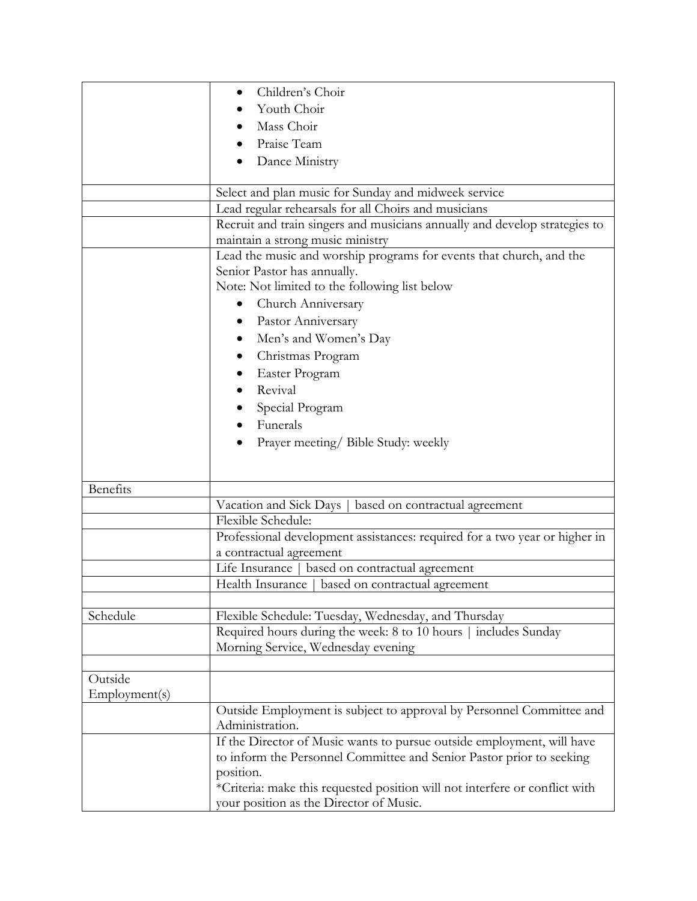| | |
|---|---|
| | • Children's Choir<br>• Youth Choir<br>• Mass Choir<br>• Praise Team<br>• Dance Ministry |
| | Select and plan music for Sunday and midweek service |
| | Lead regular rehearsals for all Choirs and musicians |
| | Recruit and train singers and musicians annually and develop strategies to maintain a strong music ministry |
| | Lead the music and worship programs for events that church, and the Senior Pastor has annually.<br>Note: Not limited to the following list below<br>• Church Anniversary<br>• Pastor Anniversary<br>• Men's and Women's Day<br>• Christmas Program<br>• Easter Program<br>• Revival<br>• Special Program<br>• Funerals<br>• Prayer meeting/ Bible Study: weekly |
| Benefits | |
| | Vacation and Sick Days \| based on contractual agreement |
| | Flexible Schedule: |
| | Professional development assistances: required for a two year or higher in a contractual agreement |
| | Life Insurance \| based on contractual agreement |
| | Health Insurance \| based on contractual agreement |
| | |
| Schedule | Flexible Schedule: Tuesday, Wednesday, and Thursday |
| | Required hours during the week: 8 to 10 hours \| includes Sunday Morning Service, Wednesday evening |
| | |
| Outside Employment(s) | |
| | Outside Employment is subject to approval by Personnel Committee and Administration. |
| | If the Director of Music wants to pursue outside employment, will have to inform the Personnel Committee and Senior Pastor prior to seeking position.<br>*Criteria: make this requested position will not interfere or conflict with your position as the Director of Music. |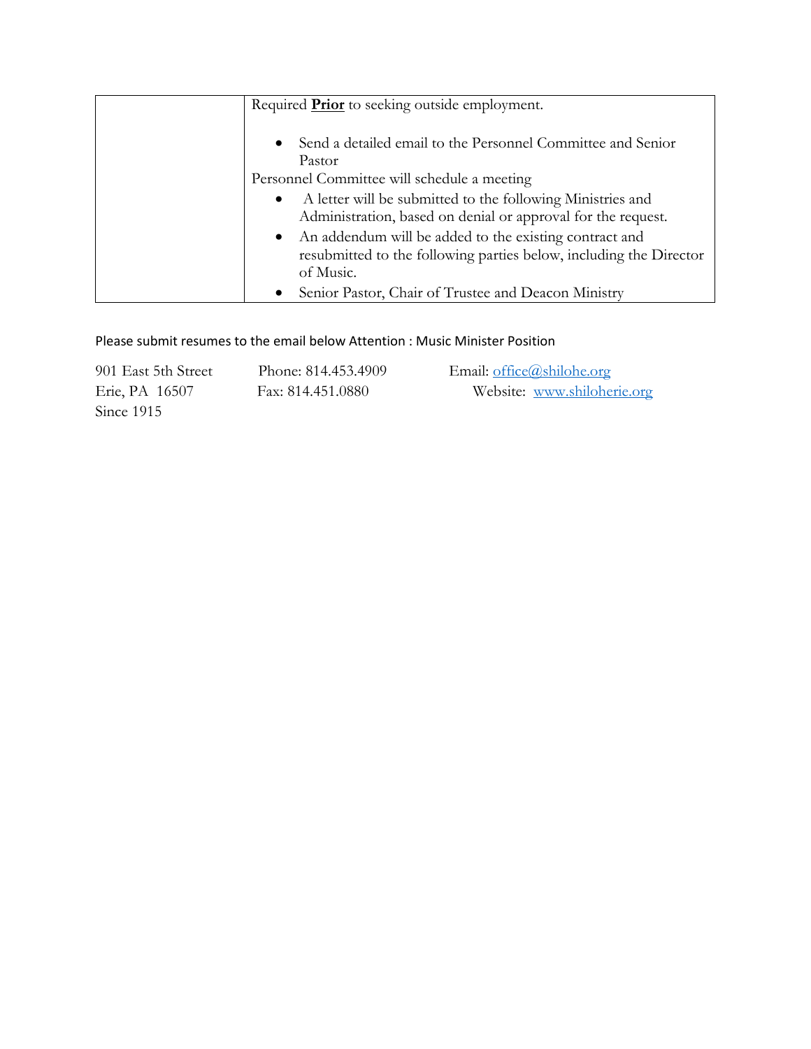| | |
|---|---|
| | Required **Prior** to seeking outside employment.<br><br>• Send a detailed email to the Personnel Committee and Senior Pastor<br>Personnel Committee will schedule a meeting<br>• A letter will be submitted to the following Ministries and Administration, based on denial or approval for the request.<br>• An addendum will be added to the existing contract and resubmitted to the following parties below, including the Director of Music.<br>• Senior Pastor, Chair of Trustee and Deacon Ministry |

Please submit resumes to the email below Attention : Music Minister Position

901 East 5th Street
Erie, PA 16507
Since 1915

Phone: 814.453.4909
Fax: 814.451.0880

Email: office@shilohe.org
Website: www.shiloherie.org